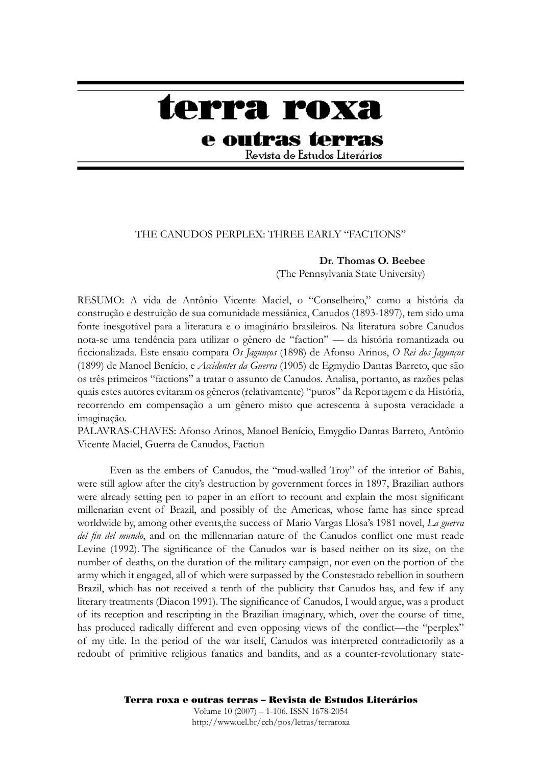# terra roxa

## e outras terras

Revista de Estudos Literários

THE CANUDOS PERPLEX: THREE EARLY "FACTIONS"

**Dr. Thomas O. Beebee**
(The Pennsylvania State University)

RESUMO: A vida de Antônio Vicente Maciel, o "Conselheiro," como a história da construção e destruição de sua comunidade messiânica, Canudos (1893-1897), tem sido uma fonte inesgotável para a literatura e o imaginário brasileiros. Na literatura sobre Canudos nota-se uma tendência para utilizar o gênero de "faction" — da história romantizada ou ficcionalizada. Este ensaio compara *Os Jagunços* (1898) de Afonso Arinos, *O Rei dos Jagunços* (1899) de Manoel Benício, e *Accidentes da Guerra* (1905) de Egmydio Dantas Barreto, que são os três primeiros "factions" a tratar o assunto de Canudos. Analisa, portanto, as razões pelas quais estes autores evitaram os gêneros (relativamente) "puros" da Reportagem e da História, recorrendo em compensação a um gênero misto que acrescenta à suposta veracidade a imaginação.

PALAVRAS-CHAVES: Afonso Arinos, Manoel Benício, Emygdio Dantas Barreto, Antônio Vicente Maciel, Guerra de Canudos, Faction

Even as the embers of Canudos, the "mud-walled Troy" of the interior of Bahia, were still aglow after the city's destruction by government forces in 1897, Brazilian authors were already setting pen to paper in an effort to recount and explain the most significant millenarian event of Brazil, and possibly of the Americas, whose fame has since spread worldwide by, among other events,the success of Mario Vargas Llosa's 1981 novel, *La guerra del fin del mundo*, and on the millennarian nature of the Canudos conflict one must reade Levine (1992). The significance of the Canudos war is based neither on its size, on the number of deaths, on the duration of the military campaign, nor even on the portion of the army which it engaged, all of which were surpassed by the Constestado rebellion in southern Brazil, which has not received a tenth of the publicity that Canudos has, and few if any literary treatments (Diacon 1991). The significance of Canudos, I would argue, was a product of its reception and rescripting in the Brazilian imaginary, which, over the course of time, has produced radically different and even opposing views of the conflict—the "perplex" of my title. In the period of the war itself, Canudos was interpreted contradictorily as a redoubt of primitive religious fanatics and bandits, and as a counter-revolutionary state-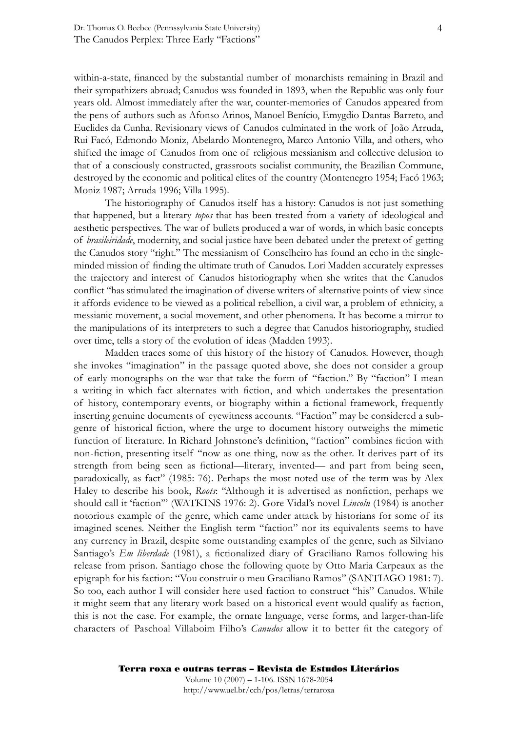within-a-state, financed by the substantial number of monarchists remaining in Brazil and their sympathizers abroad; Canudos was founded in 1893, when the Republic was only four years old. Almost immediately after the war, counter-memories of Canudos appeared from the pens of authors such as Afonso Arinos, Manoel Benício, Emygdio Dantas Barreto, and Euclides da Cunha. Revisionary views of Canudos culminated in the work of João Arruda, Rui Facó, Edmondo Moniz, Abelardo Montenegro, Marco Antonio Villa, and others, who shifted the image of Canudos from one of religious messianism and collective delusion to that of a consciously constructed, grassroots socialist community, the Brazilian Commune, destroyed by the economic and political elites of the country (Montenegro 1954; Facó 1963; Moniz 1987; Arruda 1996; Villa 1995).

The historiography of Canudos itself has a history: Canudos is not just something that happened, but a literary *topos* that has been treated from a variety of ideological and aesthetic perspectives. The war of bullets produced a war of words, in which basic concepts of *brasileiridade*, modernity, and social justice have been debated under the pretext of getting the Canudos story "right." The messianism of Conselheiro has found an echo in the single-minded mission of finding the ultimate truth of Canudos. Lori Madden accurately expresses the trajectory and interest of Canudos historiography when she writes that the Canudos conflict "has stimulated the imagination of diverse writers of alternative points of view since it affords evidence to be viewed as a political rebellion, a civil war, a problem of ethnicity, a messianic movement, a social movement, and other phenomena. It has become a mirror to the manipulations of its interpreters to such a degree that Canudos historiography, studied over time, tells a story of the evolution of ideas (Madden 1993).

Madden traces some of this history of the history of Canudos. However, though she invokes "imagination" in the passage quoted above, she does not consider a group of early monographs on the war that take the form of "faction." By "faction" I mean a writing in which fact alternates with fiction, and which undertakes the presentation of history, contemporary events, or biography within a fictional framework, frequently inserting genuine documents of eyewitness accounts. "Faction" may be considered a sub-genre of historical fiction, where the urge to document history outweighs the mimetic function of literature. In Richard Johnstone's definition, "faction" combines fiction with non-fiction, presenting itself "now as one thing, now as the other. It derives part of its strength from being seen as fictional—literary, invented— and part from being seen, paradoxically, as fact" (1985: 76). Perhaps the most noted use of the term was by Alex Haley to describe his book, *Roots*: "Although it is advertised as nonfiction, perhaps we should call it 'faction'" (WATKINS 1976: 2). Gore Vidal's novel *Lincoln* (1984) is another notorious example of the genre, which came under attack by historians for some of its imagined scenes. Neither the English term "faction" nor its equivalents seems to have any currency in Brazil, despite some outstanding examples of the genre, such as Silviano Santiago's *Em liberdade* (1981), a fictionalized diary of Graciliano Ramos following his release from prison. Santiago chose the following quote by Otto Maria Carpeaux as the epigraph for his faction: "Vou construir o meu Graciliano Ramos" (SANTIAGO 1981: 7). So too, each author I will consider here used faction to construct "his" Canudos. While it might seem that any literary work based on a historical event would qualify as faction, this is not the case. For example, the ornate language, verse forms, and larger-than-life characters of Paschoal Villaboim Filho's *Canudos* allow it to better fit the category of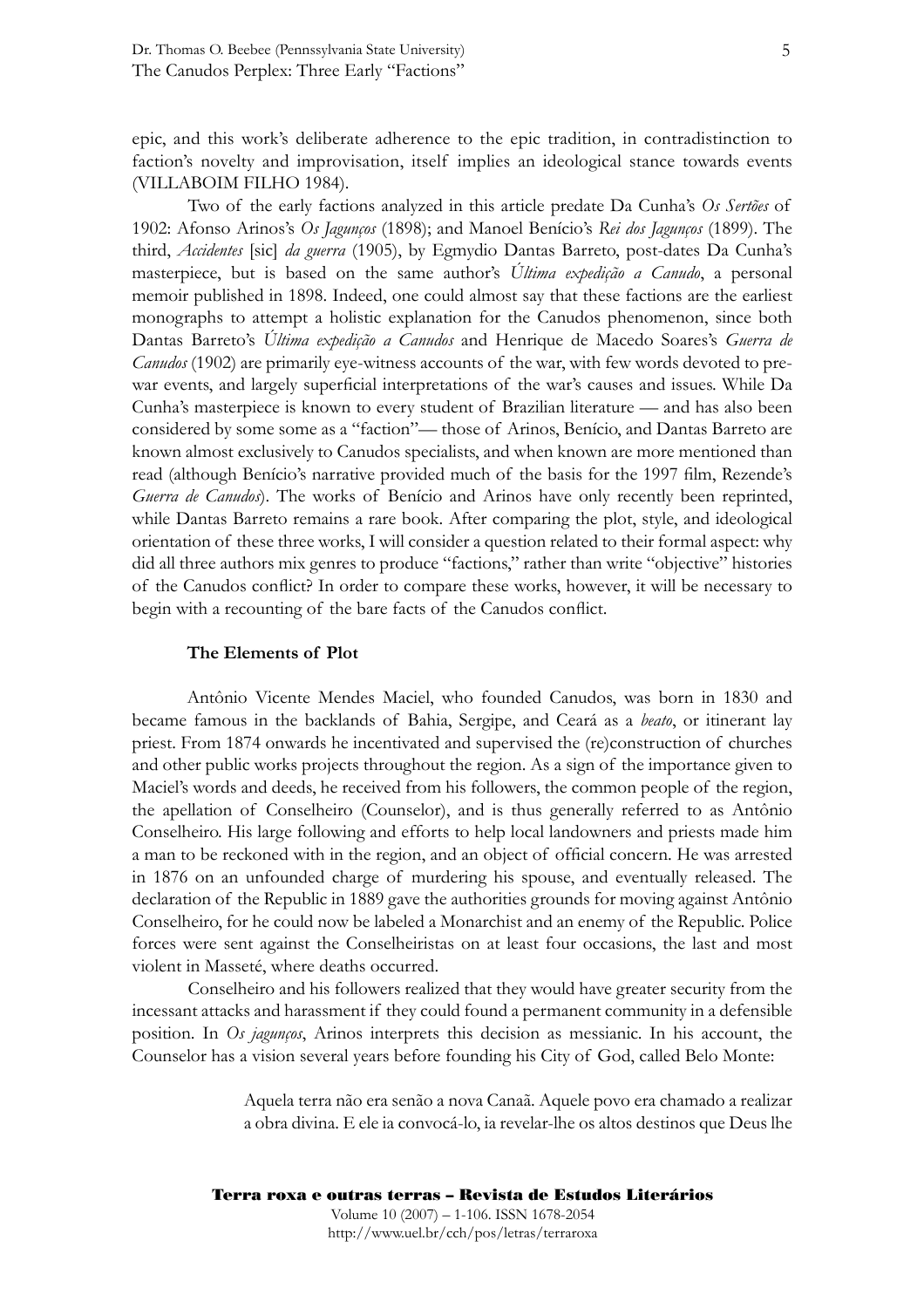epic, and this work's deliberate adherence to the epic tradition, in contradistinction to faction's novelty and improvisation, itself implies an ideological stance towards events (VILLABOIM FILHO 1984).

Two of the early factions analyzed in this article predate Da Cunha's *Os Sertões* of 1902: Afonso Arinos's *Os Jagunços* (1898); and Manoel Benício's *Rei dos Jagunços* (1899). The third, *Accidentes* [sic] *da guerra* (1905), by Egmydio Dantas Barreto, post-dates Da Cunha's masterpiece, but is based on the same author's *Última expedição a Canudo*, a personal memoir published in 1898. Indeed, one could almost say that these factions are the earliest monographs to attempt a holistic explanation for the Canudos phenomenon, since both Dantas Barreto's *Última expedição a Canudos* and Henrique de Macedo Soares's *Guerra de Canudos* (1902) are primarily eye-witness accounts of the war, with few words devoted to pre-war events, and largely superficial interpretations of the war's causes and issues. While Da Cunha's masterpiece is known to every student of Brazilian literature — and has also been considered by some some as a "faction"— those of Arinos, Benício, and Dantas Barreto are known almost exclusively to Canudos specialists, and when known are more mentioned than read (although Benício's narrative provided much of the basis for the 1997 film, Rezende's *Guerra de Canudos*). The works of Benício and Arinos have only recently been reprinted, while Dantas Barreto remains a rare book. After comparing the plot, style, and ideological orientation of these three works, I will consider a question related to their formal aspect: why did all three authors mix genres to produce "factions," rather than write "objective" histories of the Canudos conflict? In order to compare these works, however, it will be necessary to begin with a recounting of the bare facts of the Canudos conflict.

### The Elements of Plot

Antônio Vicente Mendes Maciel, who founded Canudos, was born in 1830 and became famous in the backlands of Bahia, Sergipe, and Ceará as a *beato*, or itinerant lay priest. From 1874 onwards he incentivated and supervised the (re)construction of churches and other public works projects throughout the region. As a sign of the importance given to Maciel's words and deeds, he received from his followers, the common people of the region, the apellation of Conselheiro (Counselor), and is thus generally referred to as Antônio Conselheiro. His large following and efforts to help local landowners and priests made him a man to be reckoned with in the region, and an object of official concern. He was arrested in 1876 on an unfounded charge of murdering his spouse, and eventually released. The declaration of the Republic in 1889 gave the authorities grounds for moving against Antônio Conselheiro, for he could now be labeled a Monarchist and an enemy of the Republic. Police forces were sent against the Conselheiristas on at least four occasions, the last and most violent in Masseté, where deaths occurred.

Conselheiro and his followers realized that they would have greater security from the incessant attacks and harassment if they could found a permanent community in a defensible position. In *Os jagunços*, Arinos interprets this decision as messianic. In his account, the Counselor has a vision several years before founding his City of God, called Belo Monte:

> Aquela terra não era senão a nova Canaã. Aquele povo era chamado a realizar a obra divina. E ele ia convocá-lo, ia revelar-lhe os altos destinos que Deus lhe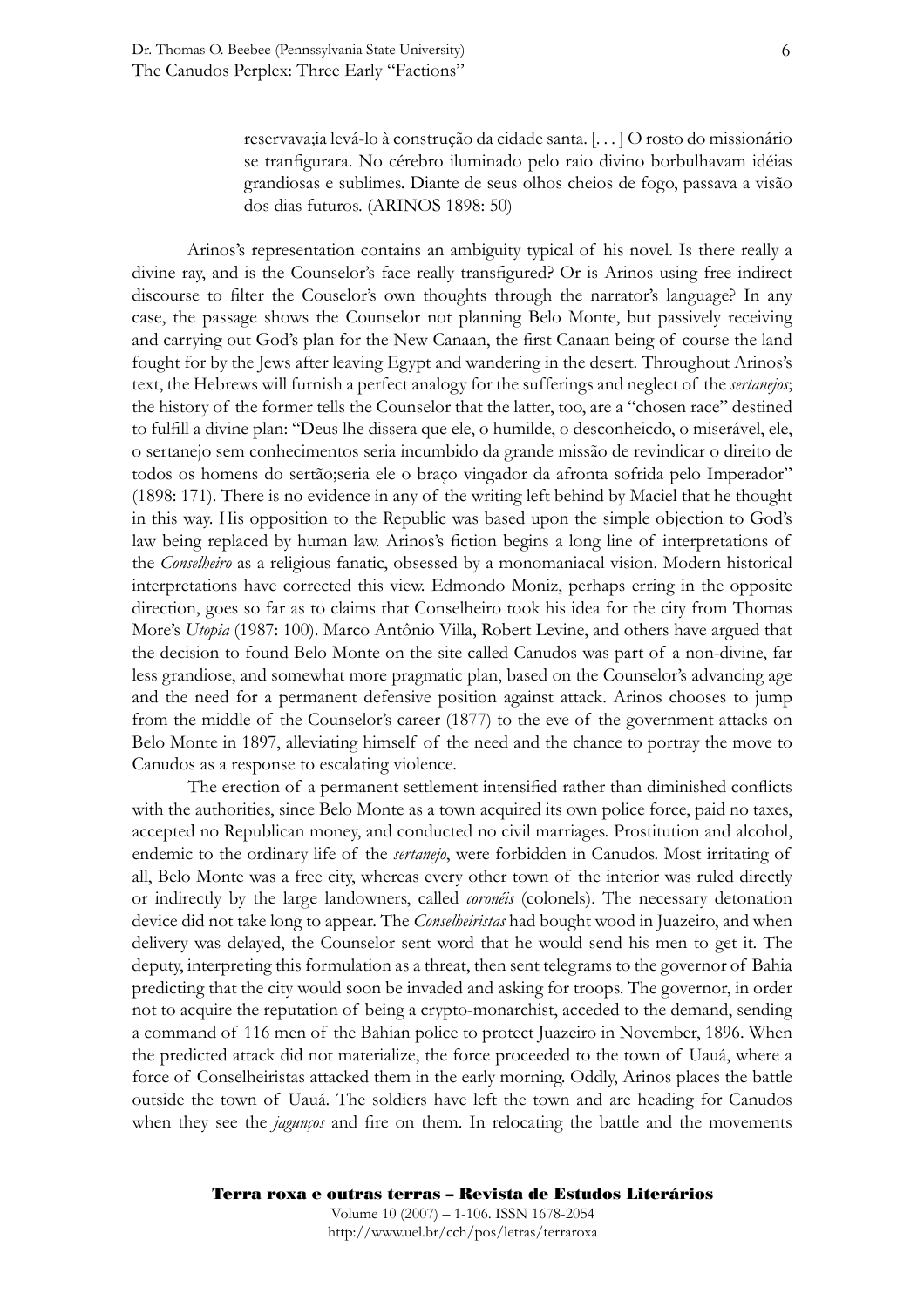> reservava;ia levá-lo à construção da cidade santa. [. . . ] O rosto do missionário se tranfigurara. No cérebro iluminado pelo raio divino borbulhavam idéias grandiosas e sublimes. Diante de seus olhos cheios de fogo, passava a visão dos dias futuros. (ARINOS 1898: 50)

Arinos's representation contains an ambiguity typical of his novel. Is there really a divine ray, and is the Counselor's face really transfigured? Or is Arinos using free indirect discourse to filter the Couselor's own thoughts through the narrator's language? In any case, the passage shows the Counselor not planning Belo Monte, but passively receiving and carrying out God's plan for the New Canaan, the first Canaan being of course the land fought for by the Jews after leaving Egypt and wandering in the desert. Throughout Arinos's text, the Hebrews will furnish a perfect analogy for the sufferings and neglect of the *sertanejos*; the history of the former tells the Counselor that the latter, too, are a "chosen race" destined to fulfill a divine plan: "Deus lhe dissera que ele, o humilde, o desconheicdo, o miserável, ele, o sertanejo sem conhecimentos seria incumbido da grande missão de revindicar o direito de todos os homens do sertão;seria ele o braço vingador da afronta sofrida pelo Imperador" (1898: 171). There is no evidence in any of the writing left behind by Maciel that he thought in this way. His opposition to the Republic was based upon the simple objection to God's law being replaced by human law. Arinos's fiction begins a long line of interpretations of the *Conselheiro* as a religious fanatic, obsessed by a monomaniacal vision. Modern historical interpretations have corrected this view. Edmondo Moniz, perhaps erring in the opposite direction, goes so far as to claims that Conselheiro took his idea for the city from Thomas More's *Utopia* (1987: 100). Marco Antônio Villa, Robert Levine, and others have argued that the decision to found Belo Monte on the site called Canudos was part of a non-divine, far less grandiose, and somewhat more pragmatic plan, based on the Counselor's advancing age and the need for a permanent defensive position against attack. Arinos chooses to jump from the middle of the Counselor's career (1877) to the eve of the government attacks on Belo Monte in 1897, alleviating himself of the need and the chance to portray the move to Canudos as a response to escalating violence.

The erection of a permanent settlement intensified rather than diminished conflicts with the authorities, since Belo Monte as a town acquired its own police force, paid no taxes, accepted no Republican money, and conducted no civil marriages. Prostitution and alcohol, endemic to the ordinary life of the *sertanejo*, were forbidden in Canudos. Most irritating of all, Belo Monte was a free city, whereas every other town of the interior was ruled directly or indirectly by the large landowners, called *coronéis* (colonels). The necessary detonation device did not take long to appear. The *Conselheiristas* had bought wood in Juazeiro, and when delivery was delayed, the Counselor sent word that he would send his men to get it. The deputy, interpreting this formulation as a threat, then sent telegrams to the governor of Bahia predicting that the city would soon be invaded and asking for troops. The governor, in order not to acquire the reputation of being a crypto-monarchist, acceded to the demand, sending a command of 116 men of the Bahian police to protect Juazeiro in November, 1896. When the predicted attack did not materialize, the force proceeded to the town of Uauá, where a force of Conselheiristas attacked them in the early morning. Oddly, Arinos places the battle outside the town of Uauá. The soldiers have left the town and are heading for Canudos when they see the *jagunços* and fire on them. In relocating the battle and the movements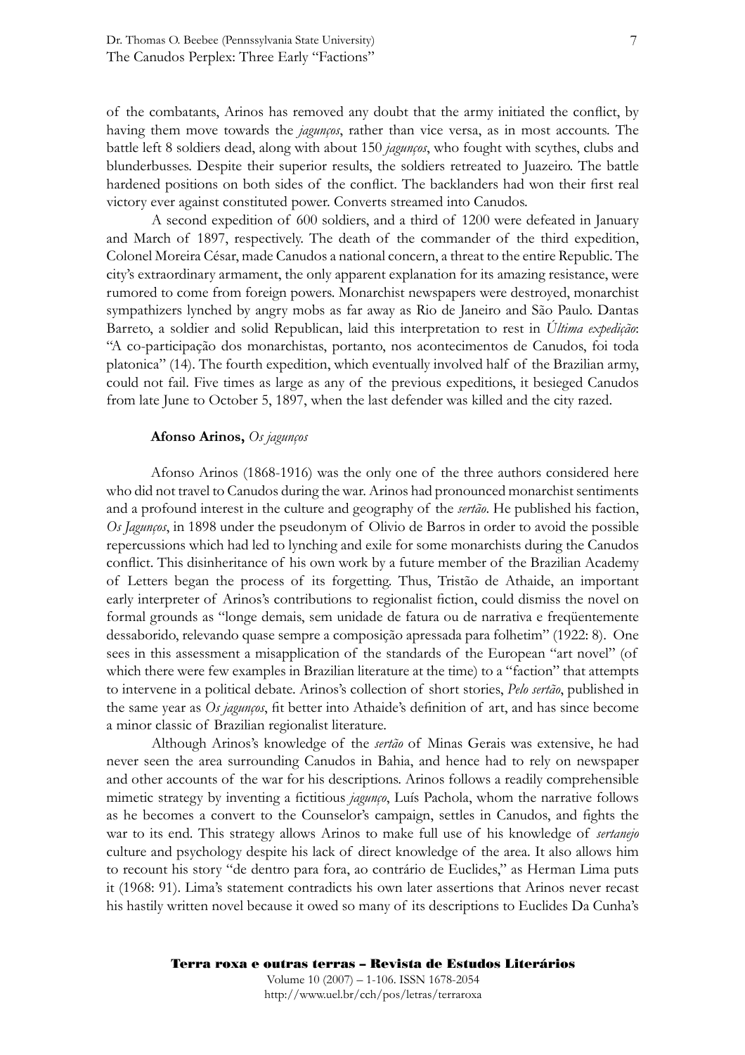of the combatants, Arinos has removed any doubt that the army initiated the conflict, by having them move towards the *jagunços*, rather than vice versa, as in most accounts. The battle left 8 soldiers dead, along with about 150 *jagunços*, who fought with scythes, clubs and blunderbusses. Despite their superior results, the soldiers retreated to Juazeiro. The battle hardened positions on both sides of the conflict. The backlanders had won their first real victory ever against constituted power. Converts streamed into Canudos.

A second expedition of 600 soldiers, and a third of 1200 were defeated in January and March of 1897, respectively. The death of the commander of the third expedition, Colonel Moreira César, made Canudos a national concern, a threat to the entire Republic. The city's extraordinary armament, the only apparent explanation for its amazing resistance, were rumored to come from foreign powers. Monarchist newspapers were destroyed, monarchist sympathizers lynched by angry mobs as far away as Rio de Janeiro and São Paulo. Dantas Barreto, a soldier and solid Republican, laid this interpretation to rest in *Última expedição*: "A co-participação dos monarchistas, portanto, nos acontecimentos de Canudos, foi toda platonica" (14). The fourth expedition, which eventually involved half of the Brazilian army, could not fail. Five times as large as any of the previous expeditions, it besieged Canudos from late June to October 5, 1897, when the last defender was killed and the city razed.

**Afonso Arinos,** *Os jagunços*

Afonso Arinos (1868-1916) was the only one of the three authors considered here who did not travel to Canudos during the war. Arinos had pronounced monarchist sentiments and a profound interest in the culture and geography of the *sertão*. He published his faction, *Os Jagunços*, in 1898 under the pseudonym of Olivio de Barros in order to avoid the possible repercussions which had led to lynching and exile for some monarchists during the Canudos conflict. This disinheritance of his own work by a future member of the Brazilian Academy of Letters began the process of its forgetting. Thus, Tristão de Athaide, an important early interpreter of Arinos's contributions to regionalist fiction, could dismiss the novel on formal grounds as "longe demais, sem unidade de fatura ou de narrativa e freqüentemente dessaborido, relevando quase sempre a composição apressada para folhetim" (1922: 8). One sees in this assessment a misapplication of the standards of the European "art novel" (of which there were few examples in Brazilian literature at the time) to a "faction" that attempts to intervene in a political debate. Arinos's collection of short stories, *Pelo sertão*, published in the same year as *Os jagunços*, fit better into Athaide's definition of art, and has since become a minor classic of Brazilian regionalist literature.

Although Arinos's knowledge of the *sertão* of Minas Gerais was extensive, he had never seen the area surrounding Canudos in Bahia, and hence had to rely on newspaper and other accounts of the war for his descriptions. Arinos follows a readily comprehensible mimetic strategy by inventing a fictitious *jagunço*, Luís Pachola, whom the narrative follows as he becomes a convert to the Counselor's campaign, settles in Canudos, and fights the war to its end. This strategy allows Arinos to make full use of his knowledge of *sertanejo* culture and psychology despite his lack of direct knowledge of the area. It also allows him to recount his story "de dentro para fora, ao contrário de Euclides," as Herman Lima puts it (1968: 91). Lima's statement contradicts his own later assertions that Arinos never recast his hastily written novel because it owed so many of its descriptions to Euclides Da Cunha's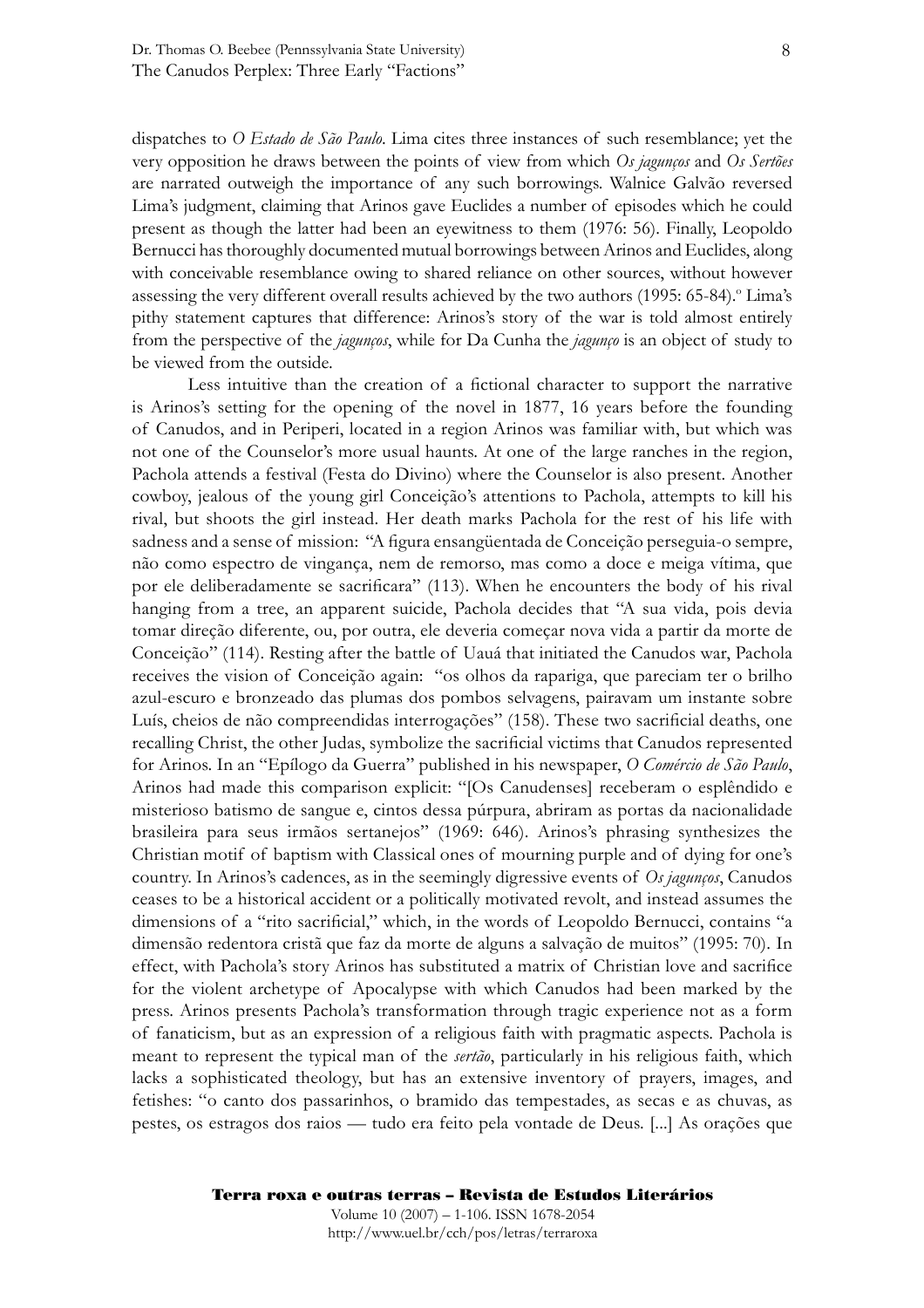dispatches to *O Estado de São Paulo*. Lima cites three instances of such resemblance; yet the very opposition he draws between the points of view from which *Os jagunços* and *Os Sertões* are narrated outweigh the importance of any such borrowings. Walnice Galvão reversed Lima's judgment, claiming that Arinos gave Euclides a number of episodes which he could present as though the latter had been an eyewitness to them (1976: 56). Finally, Leopoldo Bernucci has thoroughly documented mutual borrowings between Arinos and Euclides, along with conceivable resemblance owing to shared reliance on other sources, without however assessing the very different overall results achieved by the two authors (1995: 65-84).[v] Lima's pithy statement captures that difference: Arinos's story of the war is told almost entirely from the perspective of the *jagunços*, while for Da Cunha the *jagunço* is an object of study to be viewed from the outside.

Less intuitive than the creation of a fictional character to support the narrative is Arinos's setting for the opening of the novel in 1877, 16 years before the founding of Canudos, and in Periperi, located in a region Arinos was familiar with, but which was not one of the Counselor's more usual haunts. At one of the large ranches in the region, Pachola attends a festival (Festa do Divino) where the Counselor is also present. Another cowboy, jealous of the young girl Conceição's attentions to Pachola, attempts to kill his rival, but shoots the girl instead. Her death marks Pachola for the rest of his life with sadness and a sense of mission: "A figura ensangüentada de Conceição perseguia-o sempre, não como espectro de vingança, nem de remorso, mas como a doce e meiga vítima, que por ele deliberadamente se sacrificara" (113). When he encounters the body of his rival hanging from a tree, an apparent suicide, Pachola decides that "A sua vida, pois devia tomar direção diferente, ou, por outra, ele deveria começar nova vida a partir da morte de Conceição" (114). Resting after the battle of Uauá that initiated the Canudos war, Pachola receives the vision of Conceição again: "os olhos da rapariga, que pareciam ter o brilho azul-escuro e bronzeado das plumas dos pombos selvagens, pairavam um instante sobre Luís, cheios de não compreendidas interrogações" (158). These two sacrificial deaths, one recalling Christ, the other Judas, symbolize the sacrificial victims that Canudos represented for Arinos. In an "Epílogo da Guerra" published in his newspaper, *O Comércio de São Paulo*, Arinos had made this comparison explicit: "[Os Canudenses] receberam o esplêndido e misterioso batismo de sangue e, cintos dessa púrpura, abriram as portas da nacionalidade brasileira para seus irmãos sertanejos" (1969: 646). Arinos's phrasing synthesizes the Christian motif of baptism with Classical ones of mourning purple and of dying for one's country. In Arinos's cadences, as in the seemingly digressive events of *Os jagunços*, Canudos ceases to be a historical accident or a politically motivated revolt, and instead assumes the dimensions of a "rito sacrificial," which, in the words of Leopoldo Bernucci, contains "a dimensão redentora cristã que faz da morte de alguns a salvação de muitos" (1995: 70). In effect, with Pachola's story Arinos has substituted a matrix of Christian love and sacrifice for the violent archetype of Apocalypse with which Canudos had been marked by the press. Arinos presents Pachola's transformation through tragic experience not as a form of fanaticism, but as an expression of a religious faith with pragmatic aspects. Pachola is meant to represent the typical man of the *sertão*, particularly in his religious faith, which lacks a sophisticated theology, but has an extensive inventory of prayers, images, and fetishes: "o canto dos passarinhos, o bramido das tempestades, as secas e as chuvas, as pestes, os estragos dos raios — tudo era feito pela vontade de Deus. [...] As orações que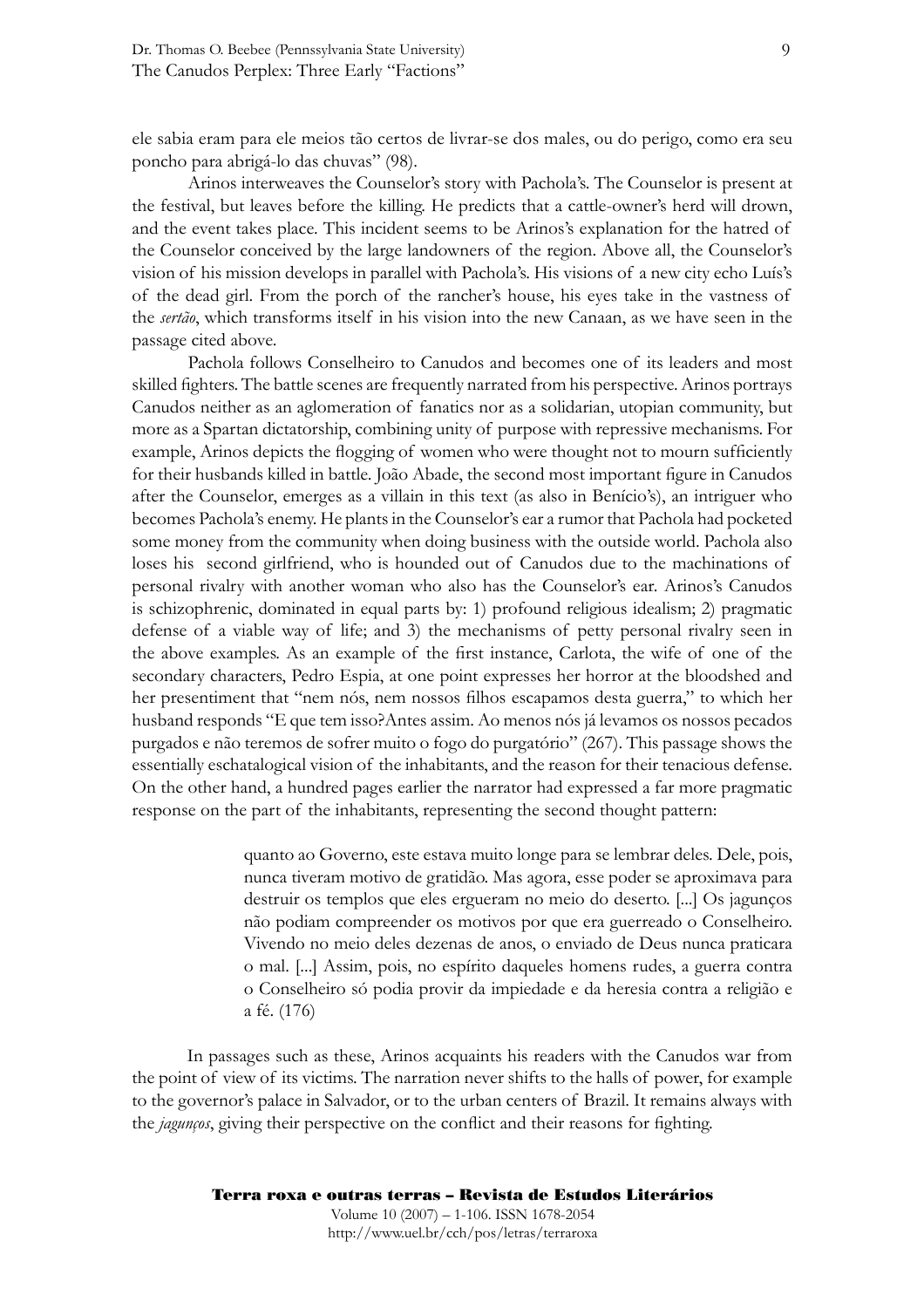ele sabia eram para ele meios tão certos de livrar-se dos males, ou do perigo, como era seu poncho para abrigá-lo das chuvas" (98).

Arinos interweaves the Counselor's story with Pachola's. The Counselor is present at the festival, but leaves before the killing. He predicts that a cattle-owner's herd will drown, and the event takes place. This incident seems to be Arinos's explanation for the hatred of the Counselor conceived by the large landowners of the region. Above all, the Counselor's vision of his mission develops in parallel with Pachola's. His visions of a new city echo Luís's of the dead girl. From the porch of the rancher's house, his eyes take in the vastness of the *sertão*, which transforms itself in his vision into the new Canaan, as we have seen in the passage cited above.

Pachola follows Conselheiro to Canudos and becomes one of its leaders and most skilled fighters. The battle scenes are frequently narrated from his perspective. Arinos portrays Canudos neither as an aglomeration of fanatics nor as a solidarian, utopian community, but more as a Spartan dictatorship, combining unity of purpose with repressive mechanisms. For example, Arinos depicts the flogging of women who were thought not to mourn sufficiently for their husbands killed in battle. João Abade, the second most important figure in Canudos after the Counselor, emerges as a villain in this text (as also in Benício's), an intriguer who becomes Pachola's enemy. He plants in the Counselor's ear a rumor that Pachola had pocketed some money from the community when doing business with the outside world. Pachola also loses his second girlfriend, who is hounded out of Canudos due to the machinations of personal rivalry with another woman who also has the Counselor's ear. Arinos's Canudos is schizophrenic, dominated in equal parts by: 1) profound religious idealism; 2) pragmatic defense of a viable way of life; and 3) the mechanisms of petty personal rivalry seen in the above examples. As an example of the first instance, Carlota, the wife of one of the secondary characters, Pedro Espia, at one point expresses her horror at the bloodshed and her presentiment that "nem nós, nem nossos filhos escapamos desta guerra," to which her husband responds "E que tem isso?Antes assim. Ao menos nós já levamos os nossos pecados purgados e não teremos de sofrer muito o fogo do purgatório" (267). This passage shows the essentially eschatalogical vision of the inhabitants, and the reason for their tenacious defense. On the other hand, a hundred pages earlier the narrator had expressed a far more pragmatic response on the part of the inhabitants, representing the second thought pattern:

> quanto ao Governo, este estava muito longe para se lembrar deles. Dele, pois, nunca tiveram motivo de gratidão. Mas agora, esse poder se aproximava para destruir os templos que eles ergueram no meio do deserto. [...] Os jagunços não podiam compreender os motivos por que era guerreado o Conselheiro. Vivendo no meio deles dezenas de anos, o enviado de Deus nunca praticara o mal. [...] Assim, pois, no espírito daqueles homens rudes, a guerra contra o Conselheiro só podia provir da impiedade e da heresia contra a religião e a fé. (176)

In passages such as these, Arinos acquaints his readers with the Canudos war from the point of view of its victims. The narration never shifts to the halls of power, for example to the governor's palace in Salvador, or to the urban centers of Brazil. It remains always with the *jagunços*, giving their perspective on the conflict and their reasons for fighting.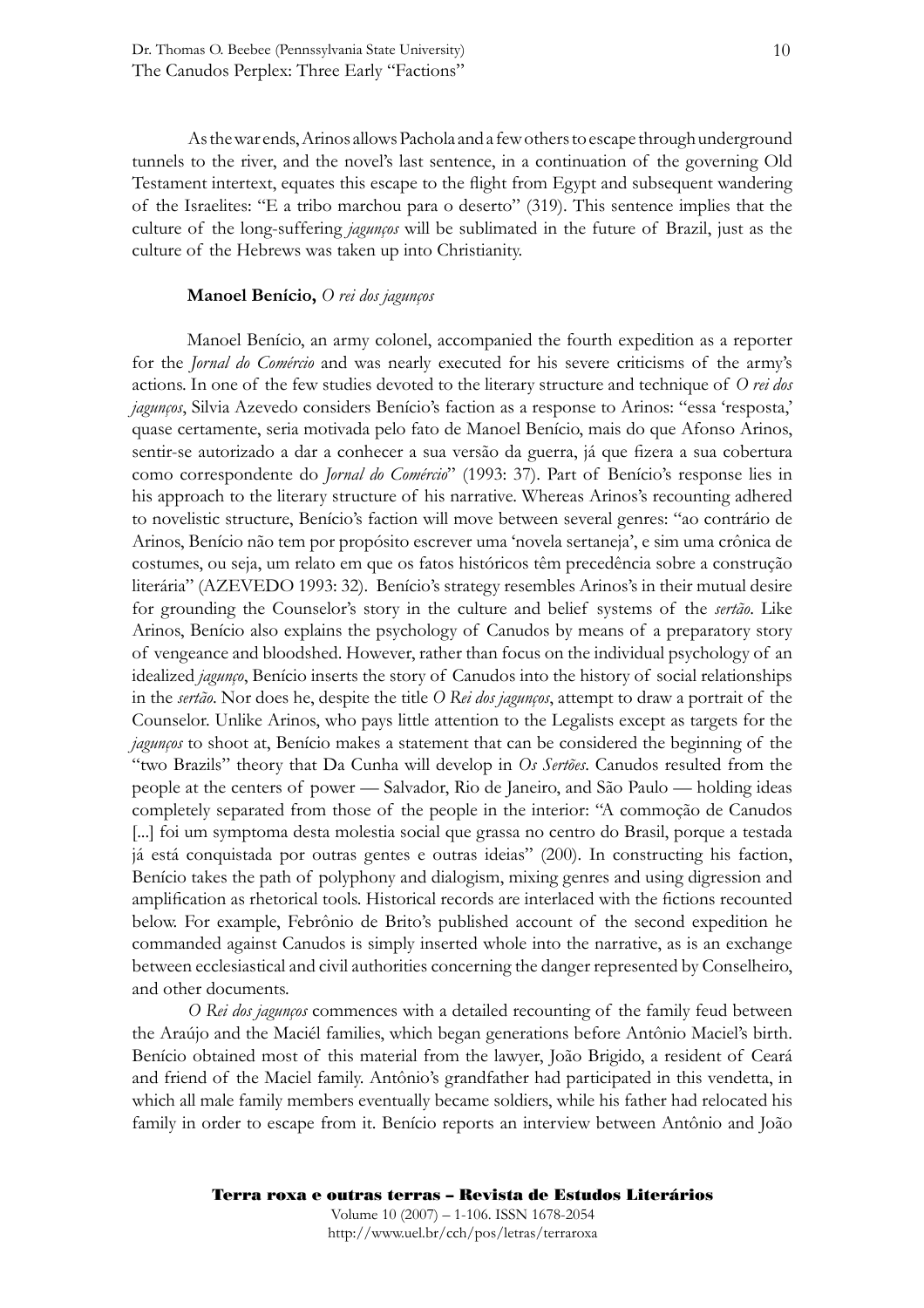As the war ends, Arinos allows Pachola and a few others to escape through underground tunnels to the river, and the novel's last sentence, in a continuation of the governing Old Testament intertext, equates this escape to the flight from Egypt and subsequent wandering of the Israelites: "E a tribo marchou para o deserto" (319). This sentence implies that the culture of the long-suffering *jagunços* will be sublimated in the future of Brazil, just as the culture of the Hebrews was taken up into Christianity.

**Manoel Benício,** *O rei dos jagunços*

Manoel Benício, an army colonel, accompanied the fourth expedition as a reporter for the *Jornal do Comércio* and was nearly executed for his severe criticisms of the army's actions. In one of the few studies devoted to the literary structure and technique of *O rei dos jagunços*, Silvia Azevedo considers Benício's faction as a response to Arinos: "essa 'resposta,' quase certamente, seria motivada pelo fato de Manoel Benício, mais do que Afonso Arinos, sentir-se autorizado a dar a conhecer a sua versão da guerra, já que fizera a sua cobertura como correspondente do *Jornal do Comércio*" (1993: 37). Part of Benício's response lies in his approach to the literary structure of his narrative. Whereas Arinos's recounting adhered to novelistic structure, Benício's faction will move between several genres: "ao contrário de Arinos, Benício não tem por propósito escrever uma 'novela sertaneja', e sim uma crônica de costumes, ou seja, um relato em que os fatos históricos têm precedência sobre a construção literária" (AZEVEDO 1993: 32). Benício's strategy resembles Arinos's in their mutual desire for grounding the Counselor's story in the culture and belief systems of the *sertão*. Like Arinos, Benício also explains the psychology of Canudos by means of a preparatory story of vengeance and bloodshed. However, rather than focus on the individual psychology of an idealized *jagunço*, Benício inserts the story of Canudos into the history of social relationships in the *sertão*. Nor does he, despite the title *O Rei dos jagunços*, attempt to draw a portrait of the Counselor. Unlike Arinos, who pays little attention to the Legalists except as targets for the *jagunços* to shoot at, Benício makes a statement that can be considered the beginning of the "two Brazils" theory that Da Cunha will develop in *Os Sertões*. Canudos resulted from the people at the centers of power — Salvador, Rio de Janeiro, and São Paulo — holding ideas completely separated from those of the people in the interior: "A commoção de Canudos [...] foi um symptoma desta molestia social que grassa no centro do Brazil, porque a testada já está conquistada por outras gentes e outras ideias" (200). In constructing his faction, Benício takes the path of polyphony and dialogism, mixing genres and using digression and amplification as rhetorical tools. Historical records are interlaced with the fictions recounted below. For example, Febrônio de Brito's published account of the second expedition he commanded against Canudos is simply inserted whole into the narrative, as is an exchange between ecclesiastical and civil authorities concerning the danger represented by Conselheiro, and other documents.

*O Rei dos jagunços* commences with a detailed recounting of the family feud between the Araújo and the Maciél families, which began generations before Antônio Maciel's birth. Benício obtained most of this material from the lawyer, João Brigido, a resident of Ceará and friend of the Maciel family. Antônio's grandfather had participated in this vendetta, in which all male family members eventually became soldiers, while his father had relocated his family in order to escape from it. Benício reports an interview between Antônio and João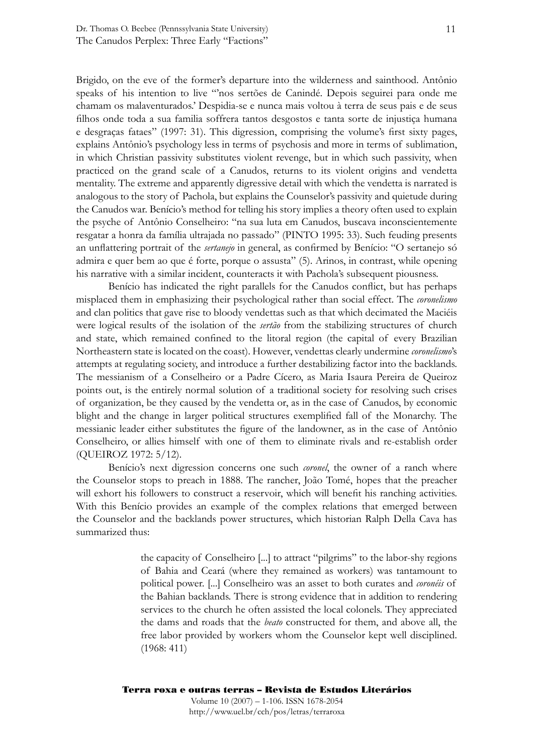Brigido, on the eve of the former's departure into the wilderness and sainthood. Antônio speaks of his intention to live "'nos sertões de Canindé. Depois seguirei para onde me chamam os malaventurados.' Despidia-se e nunca mais voltou à terra de seus pais e de seus filhos onde toda a sua familia soffrera tantos desgostos e tanta sorte de injustiça humana e desgraças fataes" (1997: 31). This digression, comprising the volume's first sixty pages, explains Antônio's psychology less in terms of psychosis and more in terms of sublimation, in which Christian passivity substitutes violent revenge, but in which such passivity, when practiced on the grand scale of a Canudos, returns to its violent origins and vendetta mentality. The extreme and apparently digressive detail with which the vendetta is narrated is analogous to the story of Pachola, but explains the Counselor's passivity and quietude during the Canudos war. Benício's method for telling his story implies a theory often used to explain the psyche of Antônio Conselheiro: "na sua luta em Canudos, buscava inconscientemente resgatar a honra da família ultrajada no passado" (PINTO 1995: 33). Such feuding presents an unflattering portrait of the *sertanejo* in general, as confirmed by Benício: "O sertanejo só admira e quer bem ao que é forte, porque o assusta" (5). Arinos, in contrast, while opening his narrative with a similar incident, counteracts it with Pachola's subsequent piousness.

Benício has indicated the right parallels for the Canudos conflict, but has perhaps misplaced them in emphasizing their psychological rather than social effect. The *coronelismo* and clan politics that gave rise to bloody vendettas such as that which decimated the Maciéis were logical results of the isolation of the *sertão* from the stabilizing structures of church and state, which remained confined to the litoral region (the capital of every Brazilian Northeastern state is located on the coast). However, vendettas clearly undermine *coronelismo*'s attempts at regulating society, and introduce a further destabilizing factor into the backlands. The messianism of a Conselheiro or a Padre Cícero, as Maria Isaura Pereira de Queiroz points out, is the entirely normal solution of a traditional society for resolving such crises of organization, be they caused by the vendetta or, as in the case of Canudos, by economic blight and the change in larger political structures exemplified fall of the Monarchy. The messianic leader either substitutes the figure of the landowner, as in the case of Antônio Conselheiro, or allies himself with one of them to eliminate rivals and re-establish order (QUEIROZ 1972: 5/12).

Benício's next digression concerns one such *coronel*, the owner of a ranch where the Counselor stops to preach in 1888. The rancher, João Tomé, hopes that the preacher will exhort his followers to construct a reservoir, which will benefit his ranching activities. With this Benício provides an example of the complex relations that emerged between the Counselor and the backlands power structures, which historian Ralph Della Cava has summarized thus:

> the capacity of Conselheiro [...] to attract "pilgrims" to the labor-shy regions of Bahia and Ceará (where they remained as workers) was tantamount to political power. [...] Conselheiro was an asset to both curates and *coronéis* of the Bahian backlands. There is strong evidence that in addition to rendering services to the church he often assisted the local colonels. They appreciated the dams and roads that the *beato* constructed for them, and above all, the free labor provided by workers whom the Counselor kept well disciplined. (1968: 411)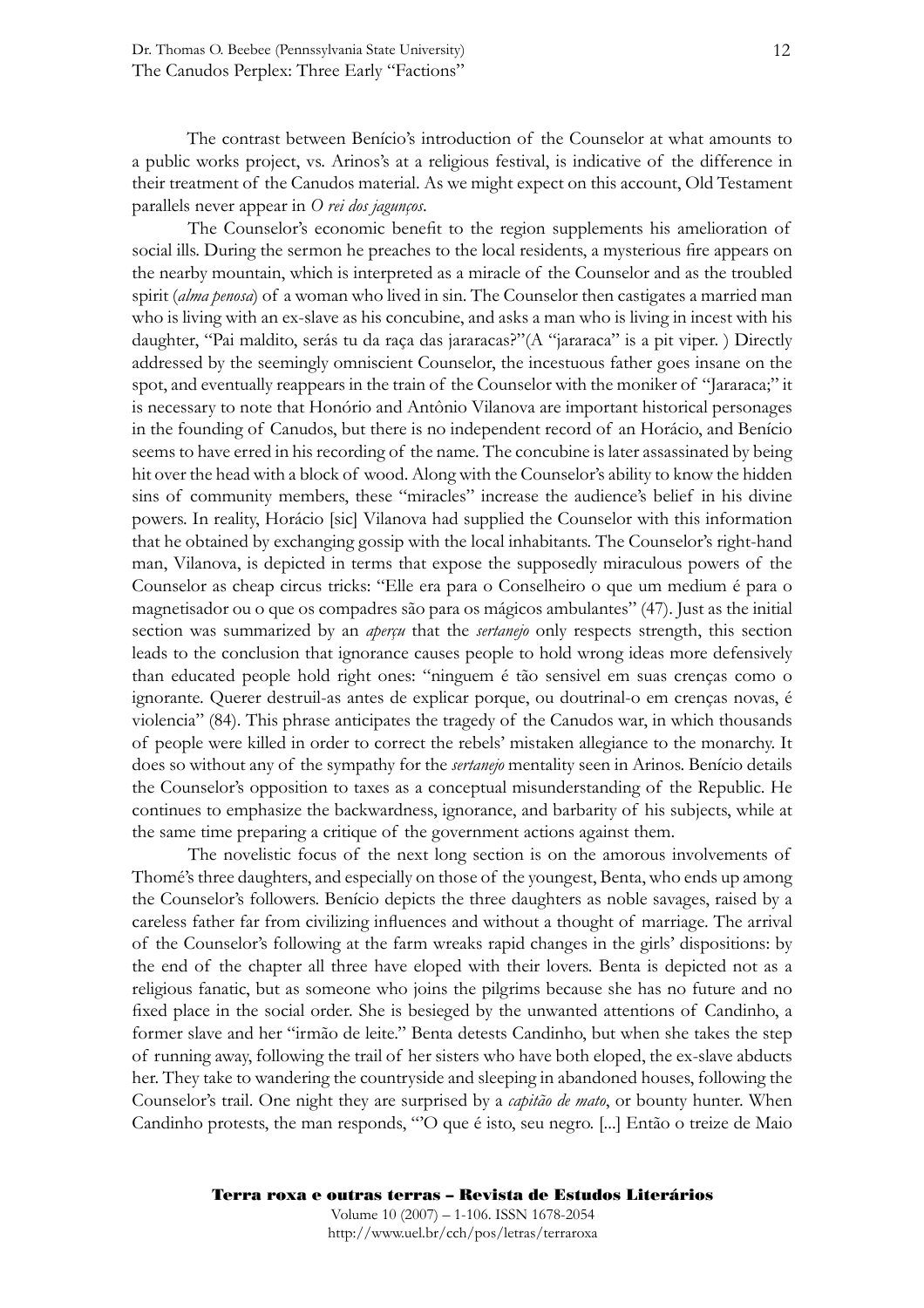The contrast between Benício's introduction of the Counselor at what amounts to a public works project, vs. Arinos's at a religious festival, is indicative of the difference in their treatment of the Canudos material. As we might expect on this account, Old Testament parallels never appear in *O rei dos jagunços*.

The Counselor's economic benefit to the region supplements his amelioration of social ills. During the sermon he preaches to the local residents, a mysterious fire appears on the nearby mountain, which is interpreted as a miracle of the Counselor and as the troubled spirit (*alma penosa*) of a woman who lived in sin. The Counselor then castigates a married man who is living with an ex-slave as his concubine, and asks a man who is living in incest with his daughter, "Pai maldito, serás tu da raça das jararacas?"(A "jararaca" is a pit viper. ) Directly addressed by the seemingly omniscient Counselor, the incestuous father goes insane on the spot, and eventually reappears in the train of the Counselor with the moniker of "Jararaca;" it is necessary to note that Honório and Antônio Vilanova are important historical personages in the founding of Canudos, but there is no independent record of an Horácio, and Benício seems to have erred in his recording of the name. The concubine is later assassinated by being hit over the head with a block of wood. Along with the Counselor's ability to know the hidden sins of community members, these "miracles" increase the audience's belief in his divine powers. In reality, Horácio [sic] Vilanova had supplied the Counselor with this information that he obtained by exchanging gossip with the local inhabitants. The Counselor's right-hand man, Vilanova, is depicted in terms that expose the supposedly miraculous powers of the Counselor as cheap circus tricks: "Elle era para o Conselheiro o que um medium é para o magnetisador ou o que os compadres são para os mágicos ambulantes" (47). Just as the initial section was summarized by an *aperçu* that the *sertanejo* only respects strength, this section leads to the conclusion that ignorance causes people to hold wrong ideas more defensively than educated people hold right ones: "ninguem é tão sensivel em suas crenças como o ignorante. Querer destruil-as antes de explicar porque, ou doutrinal-o em crenças novas, é violencia" (84). This phrase anticipates the tragedy of the Canudos war, in which thousands of people were killed in order to correct the rebels' mistaken allegiance to the monarchy. It does so without any of the sympathy for the *sertanejo* mentality seen in Arinos. Benício details the Counselor's opposition to taxes as a conceptual misunderstanding of the Republic. He continues to emphasize the backwardness, ignorance, and barbarity of his subjects, while at the same time preparing a critique of the government actions against them.

The novelistic focus of the next long section is on the amorous involvements of Thomé's three daughters, and especially on those of the youngest, Benta, who ends up among the Counselor's followers. Benício depicts the three daughters as noble savages, raised by a careless father far from civilizing influences and without a thought of marriage. The arrival of the Counselor's following at the farm wreaks rapid changes in the girls' dispositions: by the end of the chapter all three have eloped with their lovers. Benta is depicted not as a religious fanatic, but as someone who joins the pilgrims because she has no future and no fixed place in the social order. She is besieged by the unwanted attentions of Candinho, a former slave and her "irmão de leite." Benta detests Candinho, but when she takes the step of running away, following the trail of her sisters who have both eloped, the ex-slave abducts her. They take to wandering the countryside and sleeping in abandoned houses, following the Counselor's trail. One night they are surprised by a *capitão de mato*, or bounty hunter. When Candinho protests, the man responds, "'O que é isto, seu negro. [...] Então o treize de Maio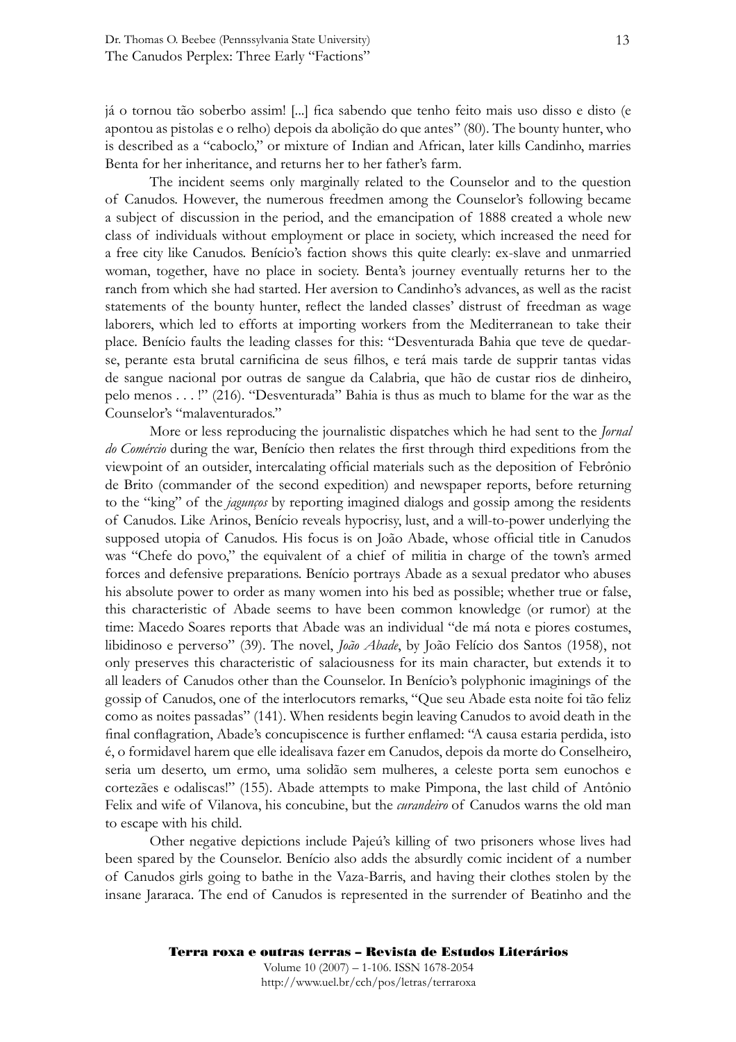já o tornou tão soberbo assim! [...] fica sabendo que tenho feito mais uso disso e disto (e apontou as pistolas e o relho) depois da abolição do que antes" (80). The bounty hunter, who is described as a "caboclo," or mixture of Indian and African, later kills Candinho, marries Benta for her inheritance, and returns her to her father's farm.

The incident seems only marginally related to the Counselor and to the question of Canudos. However, the numerous freedmen among the Counselor's following became a subject of discussion in the period, and the emancipation of 1888 created a whole new class of individuals without employment or place in society, which increased the need for a free city like Canudos. Benício's faction shows this quite clearly: ex-slave and unmarried woman, together, have no place in society. Benta's journey eventually returns her to the ranch from which she had started. Her aversion to Candinho's advances, as well as the racist statements of the bounty hunter, reflect the landed classes' distrust of freedman as wage laborers, which led to efforts at importing workers from the Mediterranean to take their place. Benício faults the leading classes for this: "Desventurada Bahia que teve de quedar-se, perante esta brutal carnificina de seus filhos, e terá mais tarde de supprir tantas vidas de sangue nacional por outras de sangue da Calabria, que hão de custar rios de dinheiro, pelo menos . . . !" (216). "Desventurada" Bahia is thus as much to blame for the war as the Counselor's "malaventurados."

More or less reproducing the journalistic dispatches which he had sent to the *Jornal do Comércio* during the war, Benício then relates the first through third expeditions from the viewpoint of an outsider, intercalating official materials such as the deposition of Febrônio de Brito (commander of the second expedition) and newspaper reports, before returning to the "king" of the *jagunços* by reporting imagined dialogs and gossip among the residents of Canudos. Like Arinos, Benício reveals hypocrisy, lust, and a will-to-power underlying the supposed utopia of Canudos. His focus is on João Abade, whose official title in Canudos was "Chefe do povo," the equivalent of a chief of militia in charge of the town's armed forces and defensive preparations. Benício portrays Abade as a sexual predator who abuses his absolute power to order as many women into his bed as possible; whether true or false, this characteristic of Abade seems to have been common knowledge (or rumor) at the time: Macedo Soares reports that Abade was an individual "de má nota e piores costumes, libidinoso e perverso" (39). The novel, *João Abade*, by João Felício dos Santos (1958), not only preserves this characteristic of salaciousness for its main character, but extends it to all leaders of Canudos other than the Counselor. In Benício's polyphonic imaginings of the gossip of Canudos, one of the interlocutors remarks, "Que seu Abade esta noite foi tão feliz como as noites passadas" (141). When residents begin leaving Canudos to avoid death in the final conflagration, Abade's concupiscence is further enflamed: "A causa estaria perdida, isto é, o formidavel harem que elle idealisava fazer em Canudos, depois da morte do Conselheiro, seria um deserto, um ermo, uma solidão sem mulheres, a celeste porta sem eunochos e cortezães e odaliscas!" (155). Abade attempts to make Pimpona, the last child of Antônio Felix and wife of Vilanova, his concubine, but the *curandeiro* of Canudos warns the old man to escape with his child.

Other negative depictions include Pajeú's killing of two prisoners whose lives had been spared by the Counselor. Benício also adds the absurdly comic incident of a number of Canudos girls going to bathe in the Vaza-Barris, and having their clothes stolen by the insane Jararaca. The end of Canudos is represented in the surrender of Beatinho and the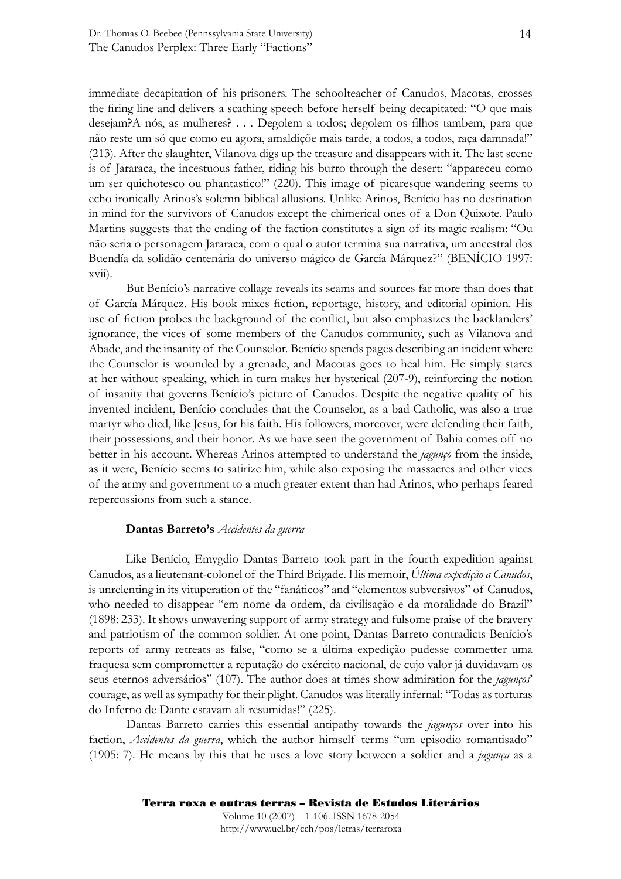immediate decapitation of his prisoners. The schoolteacher of Canudos, Macotas, crosses the firing line and delivers a scathing speech before herself being decapitated: "O que mais desejam?A nós, as mulheres? . . . Degolem a todos; degolem os filhos tambem, para que não reste um só que como eu agora, amaldiçõe mais tarde, a todos, a todos, raça damnada!" (213). After the slaughter, Vilanova digs up the treasure and disappears with it. The last scene is of Jararaca, the incestuous father, riding his burro through the desert: "appareceu como um ser quichotesco ou phantastico!" (220). This image of picaresque wandering seems to echo ironically Arinos's solemn biblical allusions. Unlike Arinos, Benício has no destination in mind for the survivors of Canudos except the chimerical ones of a Don Quixote. Paulo Martins suggests that the ending of the faction constitutes a sign of its magic realism: "Ou não seria o personagem Jararaca, com o qual o autor termina sua narrativa, um ancestral dos Buendía da solidão centenária do universo mágico de García Márquez?" (BENÍCIO 1997: xvii).

But Benício's narrative collage reveals its seams and sources far more than does that of García Márquez. His book mixes fiction, reportage, history, and editorial opinion. His use of fiction probes the background of the conflict, but also emphasizes the backlanders' ignorance, the vices of some members of the Canudos community, such as Vilanova and Abade, and the insanity of the Counselor. Benício spends pages describing an incident where the Counselor is wounded by a grenade, and Macotas goes to heal him. He simply stares at her without speaking, which in turn makes her hysterical (207-9), reinforcing the notion of insanity that governs Benício's picture of Canudos. Despite the negative quality of his invented incident, Benício concludes that the Counselor, as a bad Catholic, was also a true martyr who died, like Jesus, for his faith. His followers, moreover, were defending their faith, their possessions, and their honor. As we have seen the government of Bahia comes off no better in his account. Whereas Arinos attempted to understand the *jagunço* from the inside, as it were, Benício seems to satirize him, while also exposing the massacres and other vices of the army and government to a much greater extent than had Arinos, who perhaps feared repercussions from such a stance.

### **Dantas Barreto's** *Accidentes da guerra*

Like Benício, Emygdio Dantas Barreto took part in the fourth expedition against Canudos, as a lieutenant-colonel of the Third Brigade. His memoir, *Última expedição a Canudos*, is unrelenting in its vituperation of the "fanáticos" and "elementos subversivos" of Canudos, who needed to disappear "em nome da ordem, da civilisação e da moralidade do Brazil" (1898: 233). It shows unwavering support of army strategy and fulsome praise of the bravery and patriotism of the common soldier. At one point, Dantas Barreto contradicts Benício's reports of army retreats as false, "como se a última expedição pudesse commetter uma fraquesa sem comprometter a reputação do exército nacional, de cujo valor já duvidavam os seus eternos adversários" (107). The author does at times show admiration for the *jagunços*' courage, as well as sympathy for their plight. Canudos was literally infernal: "Todas as torturas do Inferno de Dante estavam ali resumidas!" (225).

Dantas Barreto carries this essential antipathy towards the *jagunços* over into his faction, *Accidentes da guerra*, which the author himself terms "um episodio romantisado" (1905: 7). He means by this that he uses a love story between a soldier and a *jagunça* as a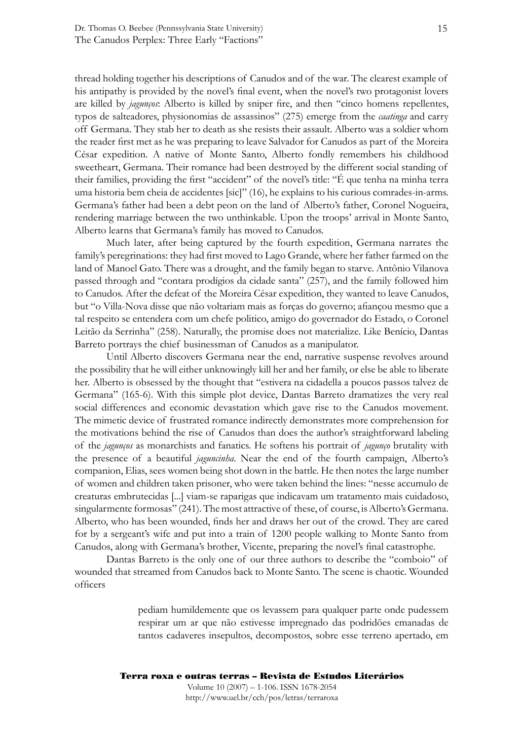thread holding together his descriptions of Canudos and of the war. The clearest example of his antipathy is provided by the novel's final event, when the novel's two protagonist lovers are killed by *jagunços*: Alberto is killed by sniper fire, and then "cinco homens repellentes, typos de salteadores, physionomias de assassinos" (275) emerge from the *caatinga* and carry off Germana. They stab her to death as she resists their assault. Alberto was a soldier whom the reader first met as he was preparing to leave Salvador for Canudos as part of the Moreira César expedition. A native of Monte Santo, Alberto fondly remembers his childhood sweetheart, Germana. Their romance had been destroyed by the different social standing of their families, providing the first "accident" of the novel's title: "É que tenha na minha terra uma historia bem cheia de accidentes [sic]" (16), he explains to his curious comrades-in-arms. Germana's father had been a debt peon on the land of Alberto's father, Coronel Nogueira, rendering marriage between the two unthinkable. Upon the troops' arrival in Monte Santo, Alberto learns that Germana's family has moved to Canudos.

Much later, after being captured by the fourth expedition, Germana narrates the family's peregrinations: they had first moved to Lago Grande, where her father farmed on the land of Manoel Gato. There was a drought, and the family began to starve. Antônio Vilanova passed through and "contara prodígios da cidade santa" (257), and the family followed him to Canudos. After the defeat of the Moreira César expedition, they wanted to leave Canudos, but "o Villa-Nova disse que não voltariam mais as forças do governo; afiançou mesmo que a tal respeito se entendera com um chefe politico, amigo do governador do Estado, o Coronel Leitão da Serrinha" (258). Naturally, the promise does not materialize. Like Benício, Dantas Barreto portrays the chief businessman of Canudos as a manipulator.

Until Alberto discovers Germana near the end, narrative suspense revolves around the possibility that he will either unknowingly kill her and her family, or else be able to liberate her. Alberto is obsessed by the thought that "estivera na cidadella a poucos passos talvez de Germana" (165-6). With this simple plot device, Dantas Barreto dramatizes the very real social differences and economic devastation which gave rise to the Canudos movement. The mimetic device of frustrated romance indirectly demonstrates more comprehension for the motivations behind the rise of Canudos than does the author's straightforward labeling of the *jagunços* as monarchists and fanatics. He softens his portrait of *jagunço* brutality with the presence of a beautiful *jaguncinha*. Near the end of the fourth campaign, Alberto's companion, Elias, sees women being shot down in the battle. He then notes the large number of women and children taken prisoner, who were taken behind the lines: "nesse accumulo de creaturas embrutecidas [...] viam-se raparigas que indicavam um tratamento mais cuidadoso, singularmente formosas" (241). The most attractive of these, of course, is Alberto's Germana. Alberto, who has been wounded, finds her and draws her out of the crowd. They are cared for by a sergeant's wife and put into a train of 1200 people walking to Monte Santo from Canudos, along with Germana's brother, Vicente, preparing the novel's final catastrophe.

Dantas Barreto is the only one of our three authors to describe the "comboio" of wounded that streamed from Canudos back to Monte Santo. The scene is chaotic. Wounded officers

> pediam humildemente que os levassem para qualquer parte onde pudessem respirar um ar que não estivesse impregnado das podridões emanadas de tantos cadaveres insepultos, decompostos, sobre esse terreno apertado, em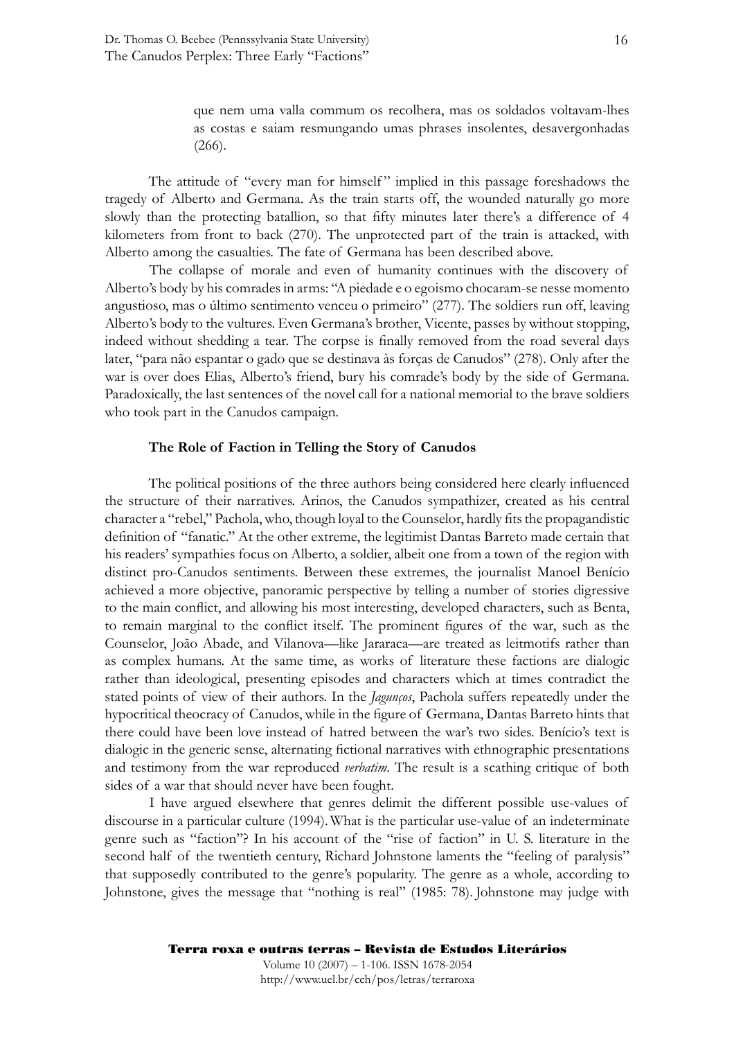> que nem uma valla commum os recolhera, mas os soldados voltavam-lhes as costas e saiam resmungando umas phrases insolentes, desavergonhadas (266).

The attitude of "every man for himself" implied in this passage foreshadows the tragedy of Alberto and Germana. As the train starts off, the wounded naturally go more slowly than the protecting batallion, so that fifty minutes later there's a difference of 4 kilometers from front to back (270). The unprotected part of the train is attacked, with Alberto among the casualties. The fate of Germana has been described above.

The collapse of morale and even of humanity continues with the discovery of Alberto's body by his comrades in arms: "A piedade e o egoismo chocaram-se nesse momento angustioso, mas o último sentimento venceu o primeiro" (277). The soldiers run off, leaving Alberto's body to the vultures. Even Germana's brother, Vicente, passes by without stopping, indeed without shedding a tear. The corpse is finally removed from the road several days later, "para não espantar o gado que se destinava às forças de Canudos" (278). Only after the war is over does Elias, Alberto's friend, bury his comrade's body by the side of Germana. Paradoxically, the last sentences of the novel call for a national memorial to the brave soldiers who took part in the Canudos campaign.

### The Role of Faction in Telling the Story of Canudos

The political positions of the three authors being considered here clearly influenced the structure of their narratives. Arinos, the Canudos sympathizer, created as his central character a "rebel," Pachola, who, though loyal to the Counselor, hardly fits the propagandistic definition of "fanatic." At the other extreme, the legitimist Dantas Barreto made certain that his readers' sympathies focus on Alberto, a soldier, albeit one from a town of the region with distinct pro-Canudos sentiments. Between these extremes, the journalist Manoel Benício achieved a more objective, panoramic perspective by telling a number of stories digressive to the main conflict, and allowing his most interesting, developed characters, such as Benta, to remain marginal to the conflict itself. The prominent figures of the war, such as the Counselor, João Abade, and Vilanova—like Jararaca—are treated as leitmotifs rather than as complex humans. At the same time, as works of literature these factions are dialogic rather than ideological, presenting episodes and characters which at times contradict the stated points of view of their authors. In the *Jagunços*, Pachola suffers repeatedly under the hypocritical theocracy of Canudos, while in the figure of Germana, Dantas Barreto hints that there could have been love instead of hatred between the war's two sides. Benício's text is dialogic in the generic sense, alternating fictional narratives with ethnographic presentations and testimony from the war reproduced *verbatim*. The result is a scathing critique of both sides of a war that should never have been fought.

I have argued elsewhere that genres delimit the different possible use-values of discourse in a particular culture (1994). What is the particular use-value of an indeterminate genre such as "faction"? In his account of the "rise of faction" in U. S. literature in the second half of the twentieth century, Richard Johnstone laments the "feeling of paralysis" that supposedly contributed to the genre's popularity. The genre as a whole, according to Johnstone, gives the message that "nothing is real" (1985: 78). Johnstone may judge with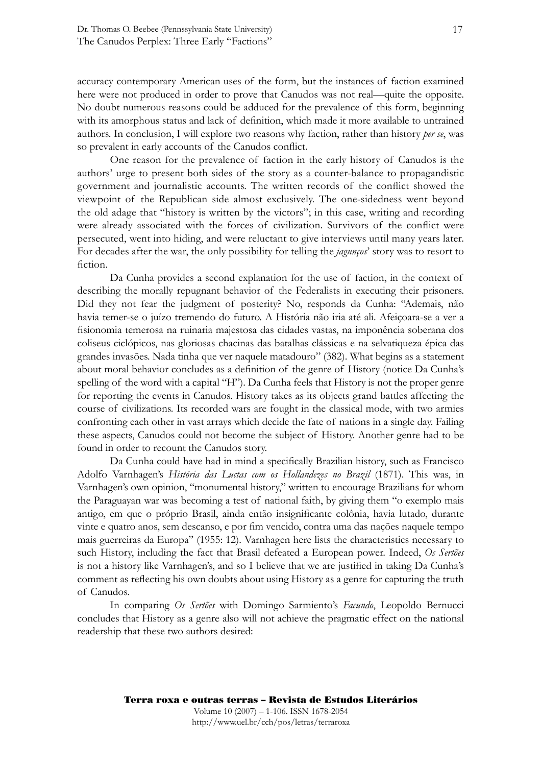accuracy contemporary American uses of the form, but the instances of faction examined here were not produced in order to prove that Canudos was not real—quite the opposite. No doubt numerous reasons could be adduced for the prevalence of this form, beginning with its amorphous status and lack of definition, which made it more available to untrained authors. In conclusion, I will explore two reasons why faction, rather than history *per se*, was so prevalent in early accounts of the Canudos conflict.

One reason for the prevalence of faction in the early history of Canudos is the authors' urge to present both sides of the story as a counter-balance to propagandistic government and journalistic accounts. The written records of the conflict showed the viewpoint of the Republican side almost exclusively. The one-sidedness went beyond the old adage that "history is written by the victors"; in this case, writing and recording were already associated with the forces of civilization. Survivors of the conflict were persecuted, went into hiding, and were reluctant to give interviews until many years later. For decades after the war, the only possibility for telling the *jagunços*' story was to resort to fiction.

Da Cunha provides a second explanation for the use of faction, in the context of describing the morally repugnant behavior of the Federalists in executing their prisoners. Did they not fear the judgment of posterity? No, responds da Cunha: "Ademais, não havia temer-se o juízo tremendo do futuro. A História não iria até ali. Afeiçoara-se a ver a fisionomia temerosa na ruinaria majestosa das cidades vastas, na imponência soberana dos coliseus ciclópicos, nas gloriosas chacinas das batalhas clássicas e na selvatiqueza épica das grandes invasões. Nada tinha que ver naquele matadouro" (382). What begins as a statement about moral behavior concludes as a definition of the genre of History (notice Da Cunha's spelling of the word with a capital "H"). Da Cunha feels that History is not the proper genre for reporting the events in Canudos. History takes as its objects grand battles affecting the course of civilizations. Its recorded wars are fought in the classical mode, with two armies confronting each other in vast arrays which decide the fate of nations in a single day. Failing these aspects, Canudos could not become the subject of History. Another genre had to be found in order to recount the Canudos story.

Da Cunha could have had in mind a specifically Brazilian history, such as Francisco Adolfo Varnhagen's *História das Luctas com os Hollandezes no Brazil* (1871). This was, in Varnhagen's own opinion, "monumental history," written to encourage Brazilians for whom the Paraguayan war was becoming a test of national faith, by giving them "o exemplo mais antigo, em que o próprio Brasil, ainda então insignificante colônia, havia lutado, durante vinte e quatro anos, sem descanso, e por fim vencido, contra uma das nações naquele tempo mais guerreiras da Europa" (1955: 12). Varnhagen here lists the characteristics necessary to such History, including the fact that Brasil defeated a European power. Indeed, *Os Sertões* is not a history like Varnhagen's, and so I believe that we are justified in taking Da Cunha's comment as reflecting his own doubts about using History as a genre for capturing the truth of Canudos.

In comparing *Os Sertões* with Domingo Sarmiento's *Facundo*, Leopoldo Bernucci concludes that History as a genre also will not achieve the pragmatic effect on the national readership that these two authors desired: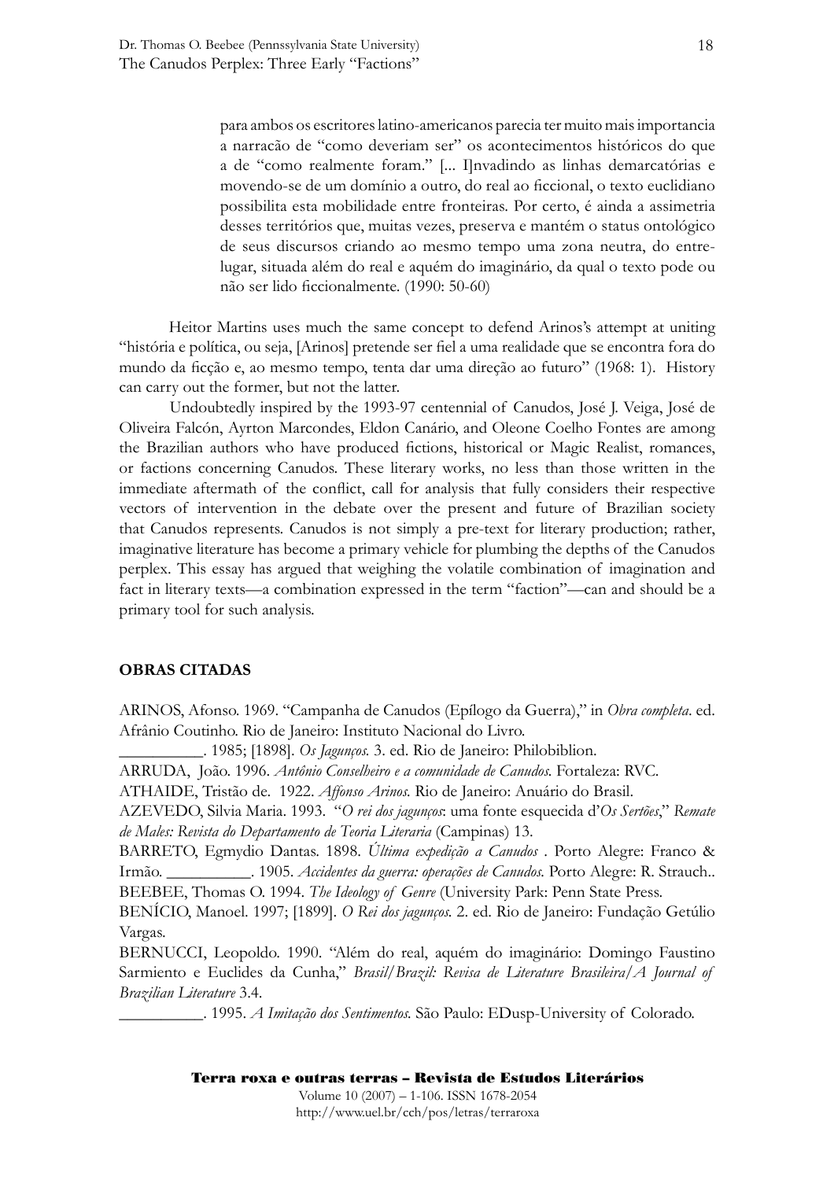> para ambos os escritores latino-americanos parecia ter muito mais importancia a narracão de "como deveriam ser" os acontecimentos históricos do que a de "como realmente foram." [... I]nvadindo as linhas demarcatórias e movendo-se de um domínio a outro, do real ao ficcional, o texto euclidiano possibilita esta mobilidade entre fronteiras. Por certo, é ainda a assimetria desses territórios que, muitas vezes, preserva e mantém o status ontológico de seus discursos criando ao mesmo tempo uma zona neutra, do entre-lugar, situada além do real e aquém do imaginário, da qual o texto pode ou não ser lido ficcionalmente. (1990: 50-60)

Heitor Martins uses much the same concept to defend Arinos's attempt at uniting "história e política, ou seja, [Arinos] pretende ser fiel a uma realidade que se encontra fora do mundo da ficção e, ao mesmo tempo, tenta dar uma direção ao futuro" (1968: 1). History can carry out the former, but not the latter.

Undoubtedly inspired by the 1993-97 centennial of Canudos, José J. Veiga, José de Oliveira Falcón, Ayrton Marcondes, Eldon Canário, and Oleone Coelho Fontes are among the Brazilian authors who have produced fictions, historical or Magic Realist, romances, or factions concerning Canudos. These literary works, no less than those written in the immediate aftermath of the conflict, call for analysis that fully considers their respective vectors of intervention in the debate over the present and future of Brazilian society that Canudos represents. Canudos is not simply a pre-text for literary production; rather, imaginative literature has become a primary vehicle for plumbing the depths of the Canudos perplex. This essay has argued that weighing the volatile combination of imagination and fact in literary texts—a combination expressed in the term "faction"—can and should be a primary tool for such analysis.

## OBRAS CITADAS

ARINOS, Afonso. 1969. "Campanha de Canudos (Epílogo da Guerra)," in *Obra completa*. ed. Afrânio Coutinho. Rio de Janeiro: Instituto Nacional do Livro.

__________. 1985; [1898]. *Os Jagunços.* 3. ed. Rio de Janeiro: Philobiblion.

ARRUDA, João. 1996. *Antônio Conselheiro e a comunidade de Canudos.* Fortaleza: RVC.

ATHAIDE, Tristão de. 1922. *Affonso Arinos.* Rio de Janeiro: Anuário do Brasil.

AZEVEDO, Silvia Maria. 1993. "*O rei dos jagunços*: uma fonte esquecida d'*Os Sertões*," *Remate de Males: Revista do Departamento de Teoria Literaria* (Campinas) 13.

BARRETO, Egmydio Dantas. 1898. *Última expedição a Canudos* . Porto Alegre: Franco & Irmão. __________. 1905. *Accidentes da guerra: operações de Canudos.* Porto Alegre: R. Strauch..

BEEBEE, Thomas O. 1994. *The Ideology of Genre* (University Park: Penn State Press.

BENÍCIO, Manoel. 1997; [1899]. *O Rei dos jagunços.* 2. ed. Rio de Janeiro: Fundação Getúlio Vargas.

BERNUCCI, Leopoldo. 1990. "Além do real, aquém do imaginário: Domingo Faustino Sarmiento e Euclides da Cunha," *Brasil/Brazil: Revisa de Literature Brasileira/A Journal of Brazilian Literature* 3.4.

__________. 1995. *A Imitação dos Sentimentos.* São Paulo: EDusp-University of Colorado.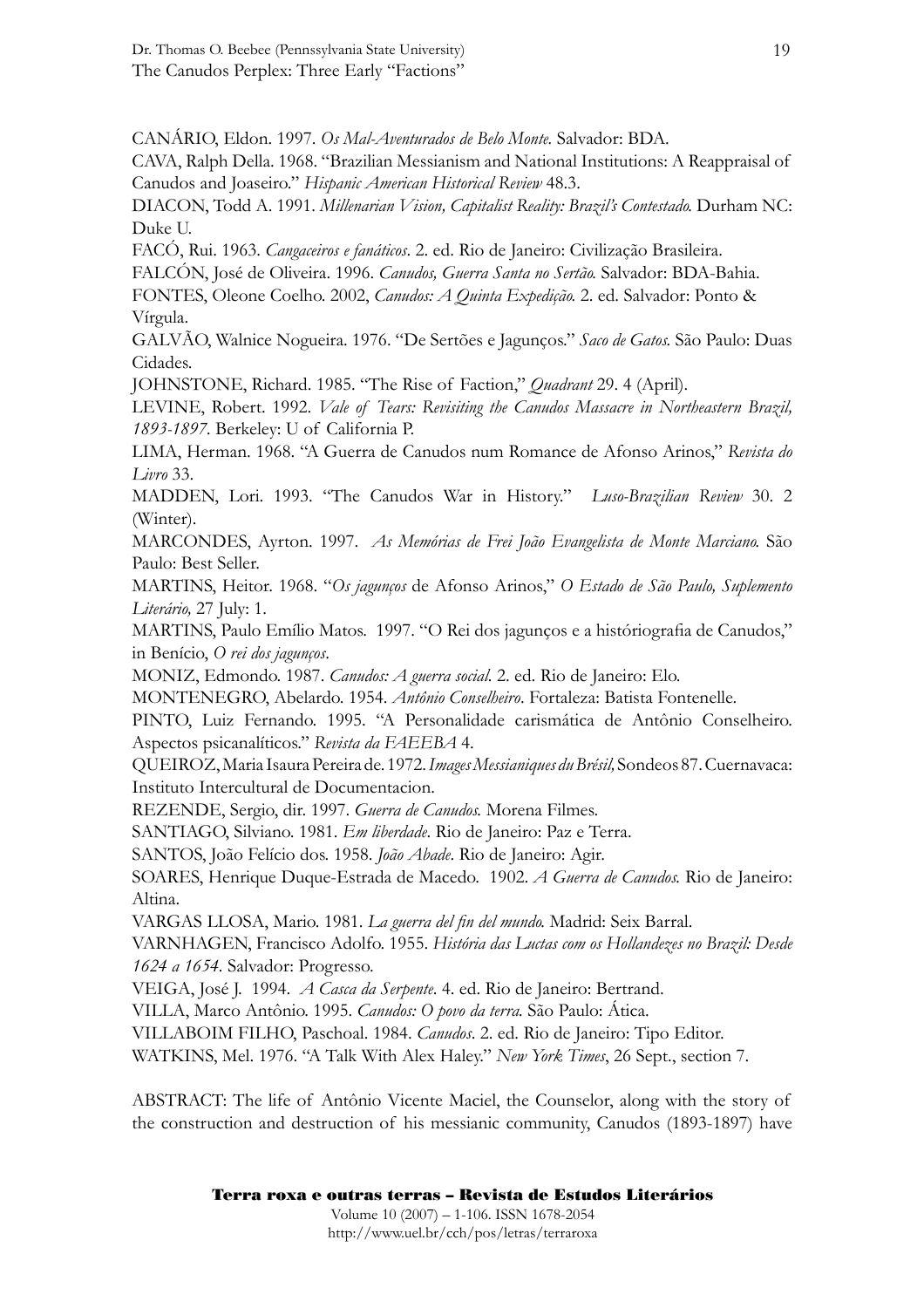CANÁRIO, Eldon. 1997. *Os Mal-Aventurados de Belo Monte.* Salvador: BDA.

CAVA, Ralph Della. 1968. "Brazilian Messianism and National Institutions: A Reappraisal of Canudos and Joaseiro." *Hispanic American Historical Review* 48.3.

DIACON, Todd A. 1991. *Millenarian Vision, Capitalist Reality: Brazil's Contestado.* Durham NC: Duke U.

FACÓ, Rui. 1963. *Cangaceiros e fanáticos*. 2. ed. Rio de Janeiro: Civilização Brasileira.

FALCÓN, José de Oliveira. 1996. *Canudos, Guerra Santa no Sertão.* Salvador: BDA-Bahia.

FONTES, Oleone Coelho. 2002, *Canudos: A Quinta Expedição.* 2. ed. Salvador: Ponto & Vírgula.

GALVÃO, Walnice Nogueira. 1976. "De Sertões e Jagunços." *Saco de Gatos.* São Paulo: Duas Cidades.

JOHNSTONE, Richard. 1985. "The Rise of Faction," *Quadrant* 29. 4 (April).

LEVINE, Robert. 1992. *Vale of Tears: Revisiting the Canudos Massacre in Northeastern Brazil, 1893-1897.* Berkeley: U of California P.

LIMA, Herman. 1968. "A Guerra de Canudos num Romance de Afonso Arinos," *Revista do Livro* 33.

MADDEN, Lori. 1993. "The Canudos War in History." *Luso-Brazilian Review* 30. 2 (Winter).

MARCONDES, Ayrton. 1997. *As Memórias de Frei João Evangelista de Monte Marciano.* São Paulo: Best Seller.

MARTINS, Heitor. 1968. "*Os jagunços* de Afonso Arinos," *O Estado de São Paulo, Suplemento Literário,* 27 July: 1.

MARTINS, Paulo Emílio Matos. 1997. "O Rei dos jagunços e a históriografia de Canudos," in Benício, *O rei dos jagunços*.

MONIZ, Edmondo. 1987. *Canudos: A guerra social.* 2. ed. Rio de Janeiro: Elo.

MONTENEGRO, Abelardo. 1954. *Antônio Conselheiro*. Fortaleza: Batista Fontenelle.

PINTO, Luiz Fernando. 1995. "A Personalidade carismática de Antônio Conselheiro. Aspectos psicanalíticos." *Revista da FAEEBA* 4.

QUEIROZ, Maria Isaura Pereira de. 1972. *Images Messianiques du Brésil,* Sondeos 87. Cuernavaca: Instituto Intercultural de Documentacion.

REZENDE, Sergio, dir. 1997. *Guerra de Canudos.* Morena Filmes.

SANTIAGO, Silviano. 1981. *Em liberdade*. Rio de Janeiro: Paz e Terra.

SANTOS, João Felício dos. 1958. *João Abade*. Rio de Janeiro: Agir.

SOARES, Henrique Duque-Estrada de Macedo. 1902. *A Guerra de Canudos.* Rio de Janeiro: Altina.

VARGAS LLOSA, Mario. 1981. *La guerra del fin del mundo.* Madrid: Seix Barral.

VARNHAGEN, Francisco Adolfo. 1955. *História das Luctas com os Hollandezes no Brazil: Desde 1624 a 1654*. Salvador: Progresso.

VEIGA, José J. 1994. *A Casca da Serpente*. 4. ed. Rio de Janeiro: Bertrand.

VILLA, Marco Antônio. 1995. *Canudos: O povo da terra.* São Paulo: Ática.

VILLABOIM FILHO, Paschoal. 1984. *Canudos*. 2. ed. Rio de Janeiro: Tipo Editor.

WATKINS, Mel. 1976. "A Talk With Alex Haley." *New York Times*, 26 Sept., section 7.

ABSTRACT: The life of Antônio Vicente Maciel, the Counselor, along with the story of the construction and destruction of his messianic community, Canudos (1893-1897) have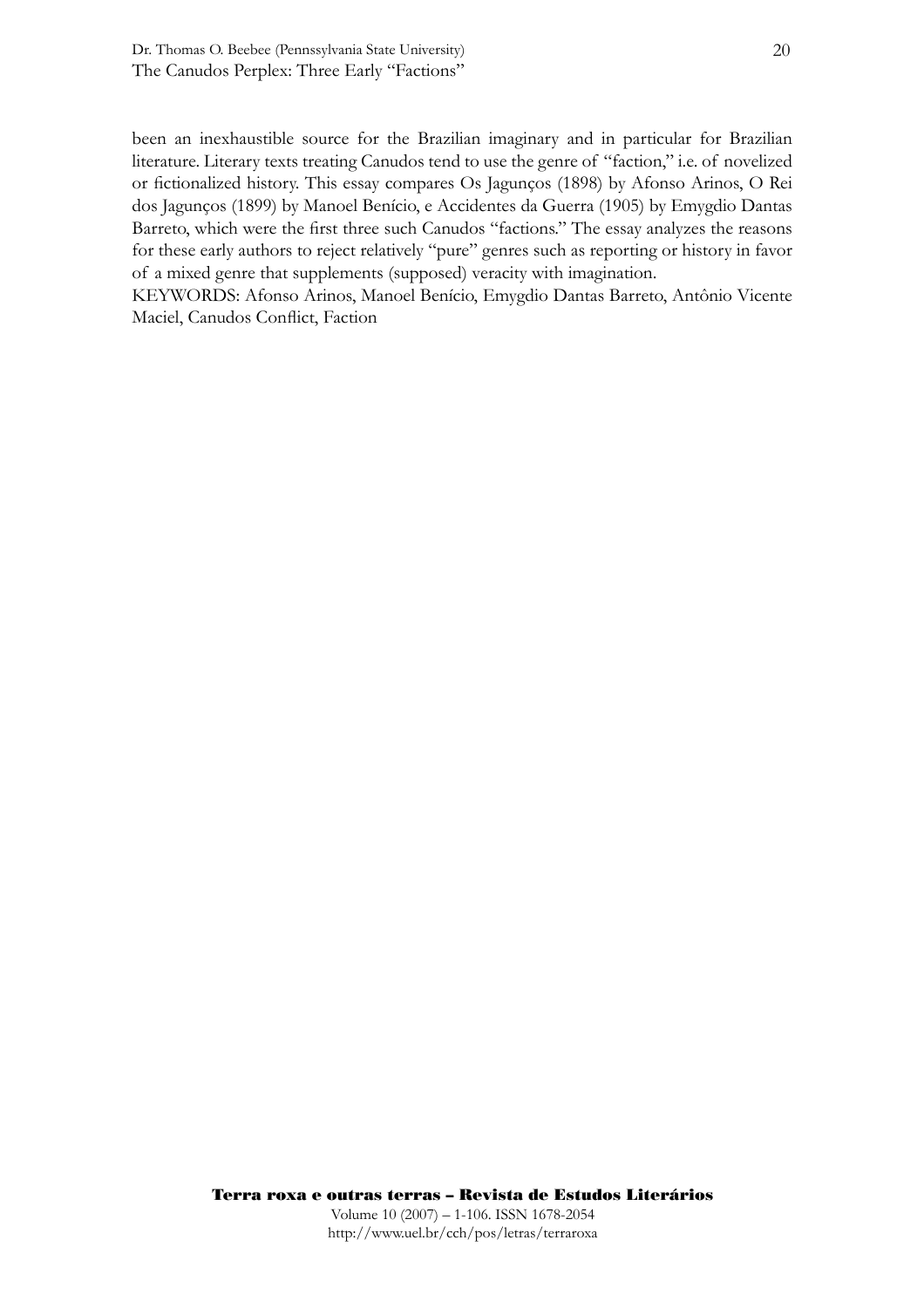been an inexhaustible source for the Brazilian imaginary and in particular for Brazilian literature. Literary texts treating Canudos tend to use the genre of "faction," i.e. of novelized or fictionalized history. This essay compares Os Jagunços (1898) by Afonso Arinos, O Rei dos Jagunços (1899) by Manoel Benício, e Accidentes da Guerra (1905) by Emygdio Dantas Barreto, which were the first three such Canudos "factions." The essay analyzes the reasons for these early authors to reject relatively "pure" genres such as reporting or history in favor of a mixed genre that supplements (supposed) veracity with imagination.

KEYWORDS: Afonso Arinos, Manoel Benício, Emygdio Dantas Barreto, Antônio Vicente Maciel, Canudos Conflict, Faction